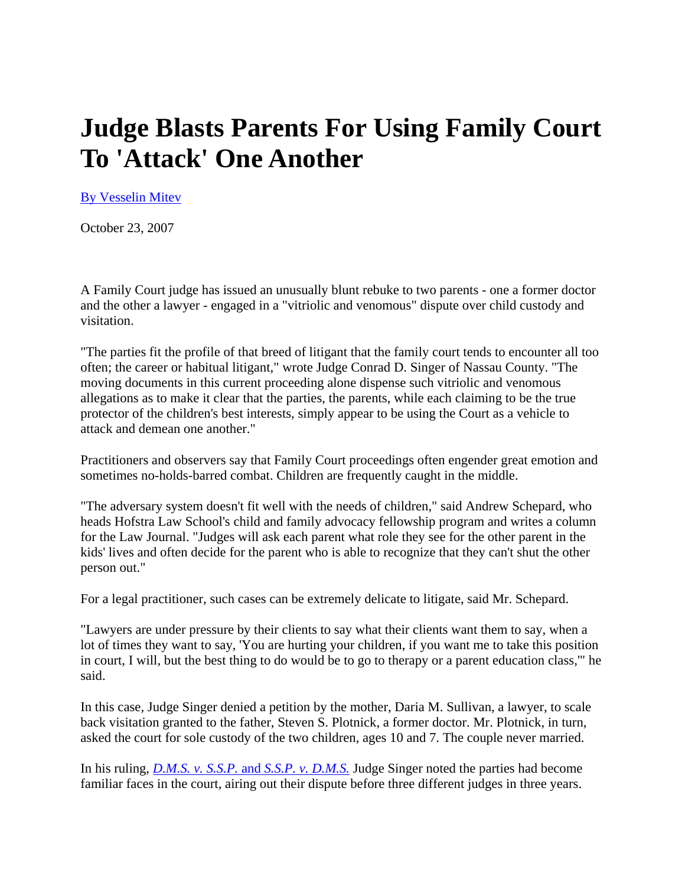# Judge Blasts Parents For Using Family Court To 'Attack' One Another

By Vesselin Mitev

October 23, 2007

A Family Court judge has issued an unusually blunt rebuke to two parents - one a former doctor and the other a lawyer - engaged in a "vitriolic and venomous" dispute over child custody and visitation.

"The parties fit the profile of that breed of litigant that the family court tends to encounter all too often; the career or habitual litigant," wrote Judge Conrad D. Singer of Nassau County. "The moving documents in this current proceeding alone dispense such vitriolic and venomous allegations as to make it clear that the parties, the parents, while each claiming to be the true protector of the children's best interests, simply appear to be using the Court as a vehicle to attack and demean one another."

Practitioners and observers say that Family Court proceedings often engender great emotion and sometimes no-holds-barred combat. Children are frequently caught in the middle.

"The adversary system doesn't fit well with the needs of children," said Andrew Schepard, who heads Hofstra Law School's child and family advocacy fellowship program and writes a column for the Law Journal. "Judges will ask each parent what role they see for the other parent in the kids' lives and often decide for the parent who is able to recognize that they can't shut the other person out."

For a legal practitioner, such cases can be extremely delicate to litigate, said Mr. Schepard.

"Lawyers are under pressure by their clients to say what their clients want them to say, when a lot of times they want to say, 'You are hurting your children, if you want me to take this position in court, I will, but the best thing to do would be to go to therapy or a parent education class,'" he said.

In this case, Judge Singer denied a petition by the mother, Daria M. Sullivan, a lawyer, to scale back visitation granted to the father, Steven S. Plotnick, a former doctor. Mr. Plotnick, in turn, asked the court for sole custody of the two children, ages 10 and 7. The couple never married.

In his ruling, *D.M.S. v. S.S.P.* and *S.S.P. v. D.M.S.* Judge Singer noted the parties had become familiar faces in the court, airing out their dispute before three different judges in three years.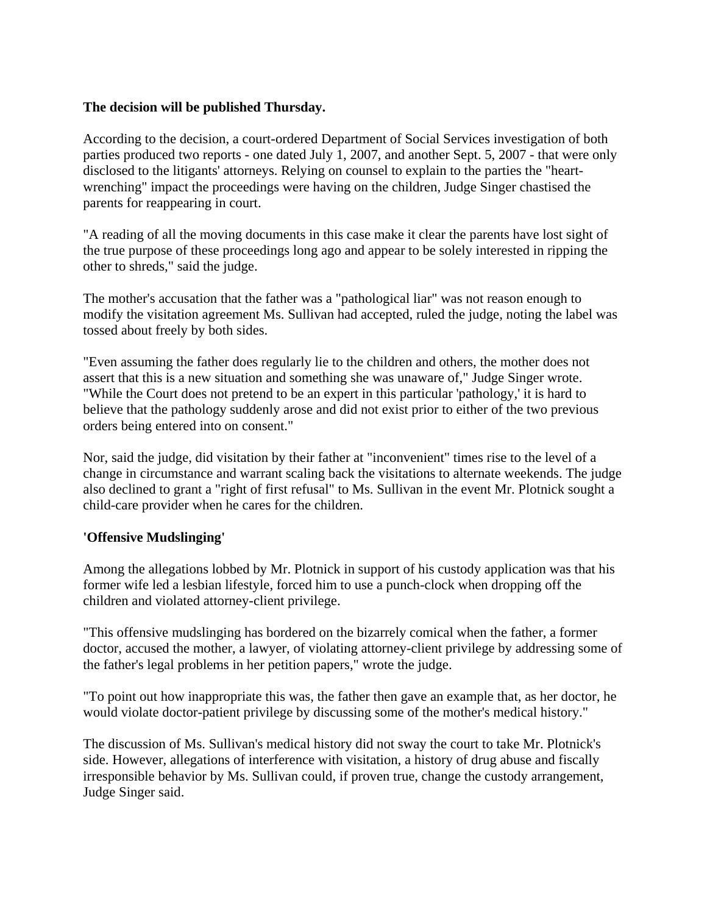**The decision will be published Thursday.**

According to the decision, a court-ordered Department of Social Services investigation of both parties produced two reports - one dated July 1, 2007, and another Sept. 5, 2007 - that were only disclosed to the litigants' attorneys. Relying on counsel to explain to the parties the "heart-wrenching" impact the proceedings were having on the children, Judge Singer chastised the parents for reappearing in court.

"A reading of all the moving documents in this case make it clear the parents have lost sight of the true purpose of these proceedings long ago and appear to be solely interested in ripping the other to shreds," said the judge.

The mother's accusation that the father was a "pathological liar" was not reason enough to modify the visitation agreement Ms. Sullivan had accepted, ruled the judge, noting the label was tossed about freely by both sides.

"Even assuming the father does regularly lie to the children and others, the mother does not assert that this is a new situation and something she was unaware of," Judge Singer wrote. "While the Court does not pretend to be an expert in this particular 'pathology,' it is hard to believe that the pathology suddenly arose and did not exist prior to either of the two previous orders being entered into on consent."

Nor, said the judge, did visitation by their father at "inconvenient" times rise to the level of a change in circumstance and warrant scaling back the visitations to alternate weekends. The judge also declined to grant a "right of first refusal" to Ms. Sullivan in the event Mr. Plotnick sought a child-care provider when he cares for the children.

**'Offensive Mudslinging'**

Among the allegations lobbed by Mr. Plotnick in support of his custody application was that his former wife led a lesbian lifestyle, forced him to use a punch-clock when dropping off the children and violated attorney-client privilege.

"This offensive mudslinging has bordered on the bizarrely comical when the father, a former doctor, accused the mother, a lawyer, of violating attorney-client privilege by addressing some of the father's legal problems in her petition papers," wrote the judge.

"To point out how inappropriate this was, the father then gave an example that, as her doctor, he would violate doctor-patient privilege by discussing some of the mother's medical history."

The discussion of Ms. Sullivan's medical history did not sway the court to take Mr. Plotnick's side. However, allegations of interference with visitation, a history of drug abuse and fiscally irresponsible behavior by Ms. Sullivan could, if proven true, change the custody arrangement, Judge Singer said.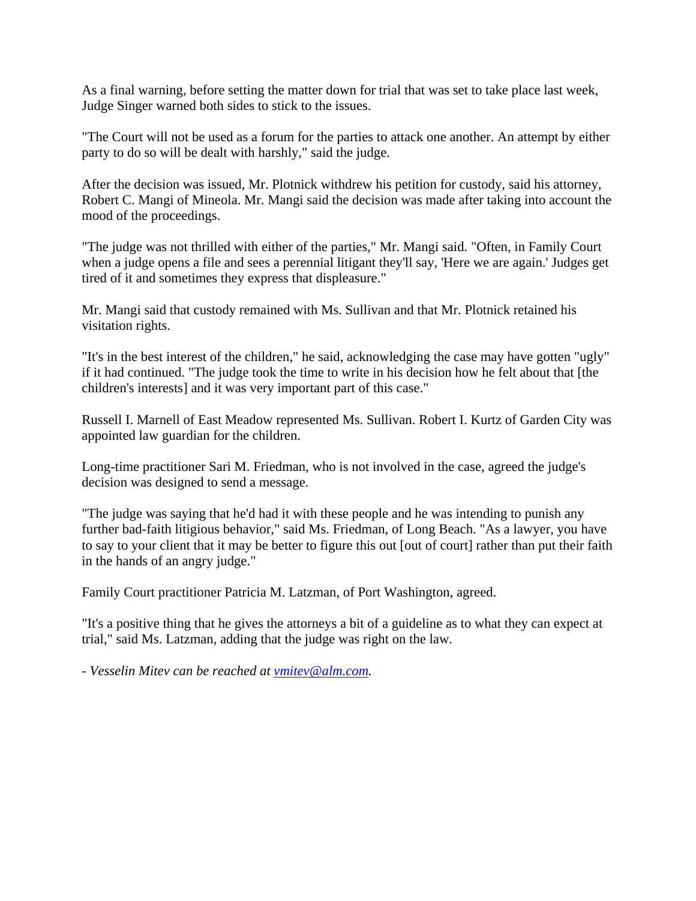As a final warning, before setting the matter down for trial that was set to take place last week, Judge Singer warned both sides to stick to the issues.

"The Court will not be used as a forum for the parties to attack one another. An attempt by either party to do so will be dealt with harshly," said the judge.

After the decision was issued, Mr. Plotnick withdrew his petition for custody, said his attorney, Robert C. Mangi of Mineola. Mr. Mangi said the decision was made after taking into account the mood of the proceedings.

"The judge was not thrilled with either of the parties," Mr. Mangi said. "Often, in Family Court when a judge opens a file and sees a perennial litigant they'll say, 'Here we are again.' Judges get tired of it and sometimes they express that displeasure."

Mr. Mangi said that custody remained with Ms. Sullivan and that Mr. Plotnick retained his visitation rights.

"It's in the best interest of the children," he said, acknowledging the case may have gotten "ugly" if it had continued. "The judge took the time to write in his decision how he felt about that [the children's interests] and it was very important part of this case."

Russell I. Marnell of East Meadow represented Ms. Sullivan. Robert I. Kurtz of Garden City was appointed law guardian for the children.

Long-time practitioner Sari M. Friedman, who is not involved in the case, agreed the judge's decision was designed to send a message.

"The judge was saying that he'd had it with these people and he was intending to punish any further bad-faith litigious behavior," said Ms. Friedman, of Long Beach. "As a lawyer, you have to say to your client that it may be better to figure this out [out of court] rather than put their faith in the hands of an angry judge."

Family Court practitioner Patricia M. Latzman, of Port Washington, agreed.

"It's a positive thing that he gives the attorneys a bit of a guideline as to what they can expect at trial," said Ms. Latzman, adding that the judge was right on the law.

*- Vesselin Mitev can be reached at vmitev@alm.com.*